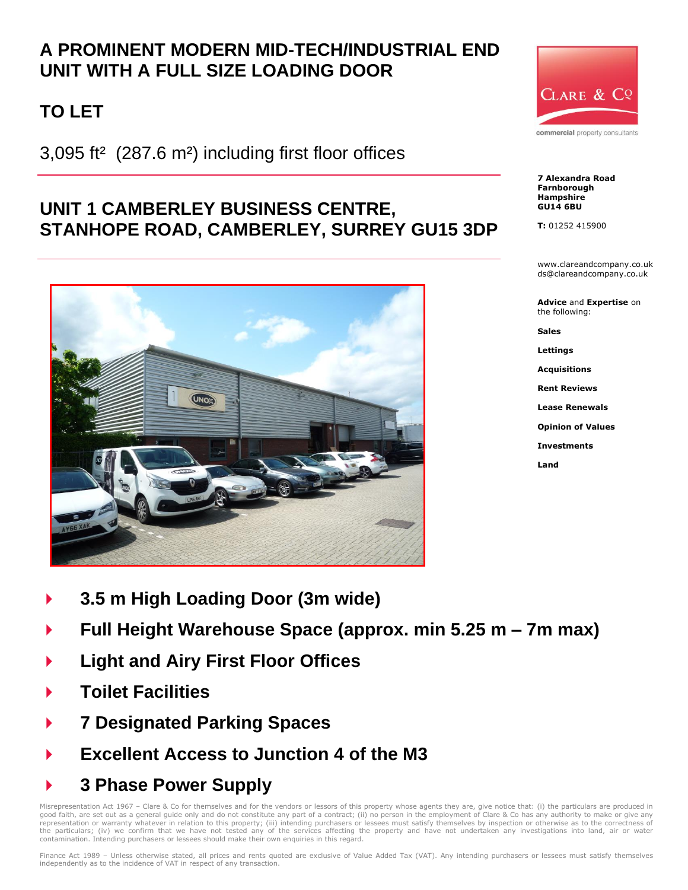# A PROMINENT MODERN MID-TECH/INDUSTRIAL END UNIT WITH A FULL SIZE LOADING DOOR

## TO LET

3,095 ft² (287.6 m²) including first floor offices

## UNIT 1 CAMBERLEY BUSINESS CENTRE, STANHOPE ROAD, CAMBERLEY, SURREY GU15 3DP

CLARE & Co

commercial property consultants

**7 Alexandra Road**
**Farnborough**
**Hampshire**
**GU14 6BU**

**T:** 01252 415900

www.clareandcompany.co.uk
ds@clareandcompany.co.uk

**Advice** and **Expertise** on the following:

**Sales**

**Lettings**

**Acquisitions**

**Rent Reviews**

**Lease Renewals**

**Opinion of Values**

**Investments**

**Land**

- **3.5 m High Loading Door (3m wide)**
- **Full Height Warehouse Space (approx. min 5.25 m – 7m max)**
- **Light and Airy First Floor Offices**
- **Toilet Facilities**
- **7 Designated Parking Spaces**
- **Excellent Access to Junction 4 of the M3**
- **3 Phase Power Supply**

Misrepresentation Act 1967 – Clare & Co for themselves and for the vendors or lessors of this property whose agents they are, give notice that: (i) the particulars are produced in good faith, are set out as a general guide only and do not constitute any part of a contract; (ii) no person in the employment of Clare & Co has any authority to make or give any representation or warranty whatever in relation to this property; (iii) intending purchasers or lessees must satisfy themselves by inspection or otherwise as to the correctness of the particulars; (iv) we confirm that we have not tested any of the services affecting the property and have not undertaken any investigations into land, air or water contamination. Intending purchasers or lessees should make their own enquiries in this regard.

Finance Act 1989 – Unless otherwise stated, all prices and rents quoted are exclusive of Value Added Tax (VAT). Any intending purchasers or lessees must satisfy themselves independently as to the incidence of VAT in respect of any transaction.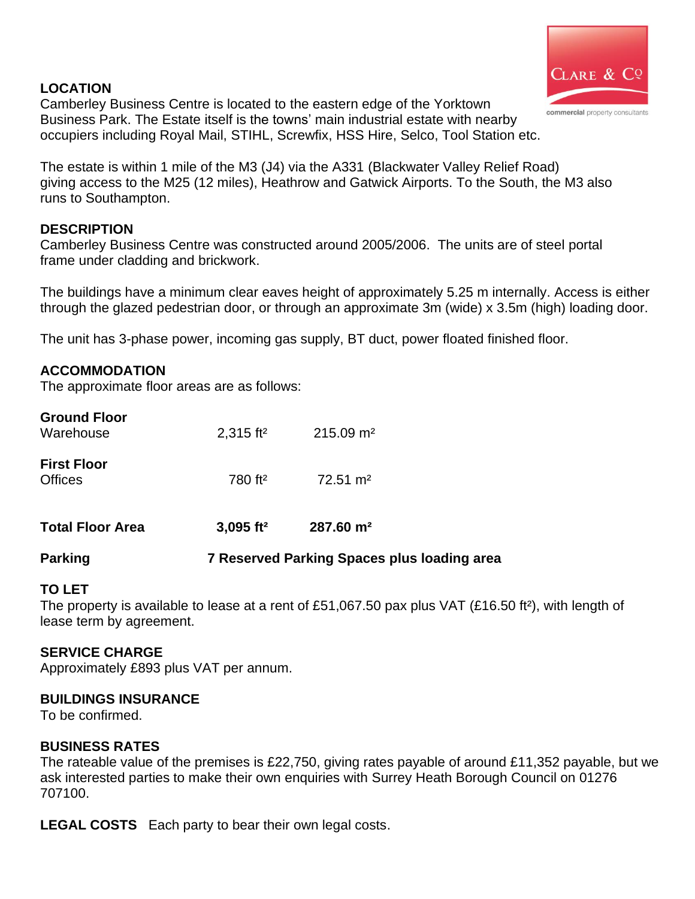## LOCATION

Camberley Business Centre is located to the eastern edge of the Yorktown Business Park. The Estate itself is the towns' main industrial estate with nearby occupiers including Royal Mail, STIHL, Screwfix, HSS Hire, Selco, Tool Station etc.

The estate is within 1 mile of the M3 (J4) via the A331 (Blackwater Valley Relief Road) giving access to the M25 (12 miles), Heathrow and Gatwick Airports. To the South, the M3 also runs to Southampton.

## DESCRIPTION

Camberley Business Centre was constructed around 2005/2006. The units are of steel portal frame under cladding and brickwork.

The buildings have a minimum clear eaves height of approximately 5.25 m internally. Access is either through the glazed pedestrian door, or through an approximate 3m (wide) x 3.5m (high) loading door.

The unit has 3-phase power, incoming gas supply, BT duct, power floated finished floor.

## ACCOMMODATION

The approximate floor areas are as follows:

| | | |
|---|---|---|
| **Ground Floor** | | |
| Warehouse | 2,315 ft² | 215.09 m² |
| **First Floor** | | |
| Offices | 780 ft² | 72.51 m² |
| **Total Floor Area** | **3,095 ft²** | **287.60 m²** |
| **Parking** | **7 Reserved Parking Spaces plus loading area** | |

## TO LET

The property is available to lease at a rent of £51,067.50 pax plus VAT (£16.50 ft²), with length of lease term by agreement.

## SERVICE CHARGE

Approximately £893 plus VAT per annum.

## BUILDINGS INSURANCE

To be confirmed.

## BUSINESS RATES

The rateable value of the premises is £22,750, giving rates payable of around £11,352 payable, but we ask interested parties to make their own enquiries with Surrey Heath Borough Council on 01276 707100.

**LEGAL COSTS** Each party to bear their own legal costs.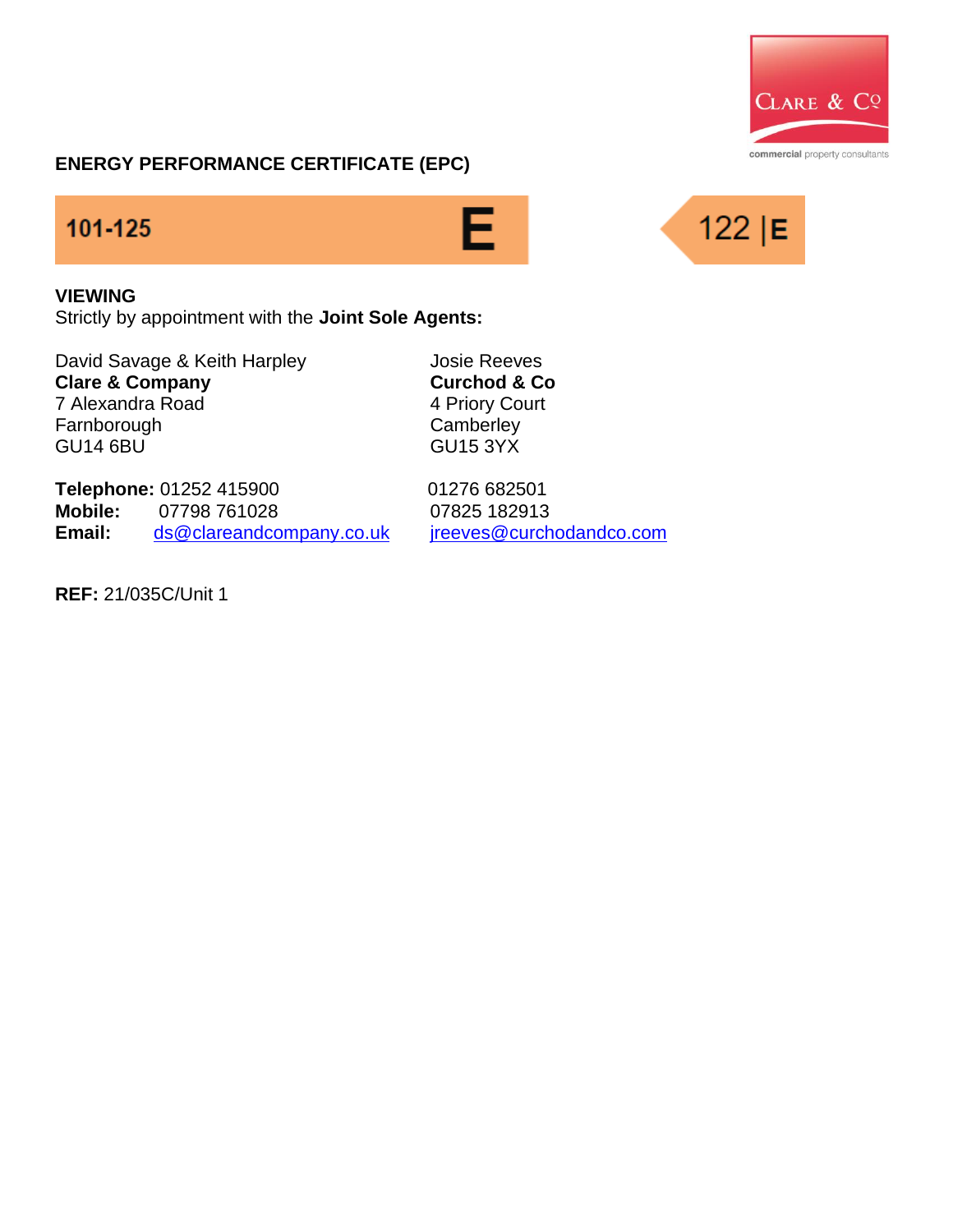## ENERGY PERFORMANCE CERTIFICATE (EPC)

101-125 E

122 | E

**VIEWING**

Strictly by appointment with the **Joint Sole Agents:**

| | |
|---|---|
| David Savage & Keith Harpley | Josie Reeves |
| **Clare & Company** | **Curchod & Co** |
| 7 Alexandra Road | 4 Priory Court |
| Farnborough | Camberley |
| GU14 6BU | GU15 3YX |
| **Telephone:** 01252 415900 | 01276 682501 |
| **Mobile:** 07798 761028 | 07825 182913 |
| **Email:** ds@clareandcompany.co.uk | jreeves@curchodandco.com |

**REF:** 21/035C/Unit 1